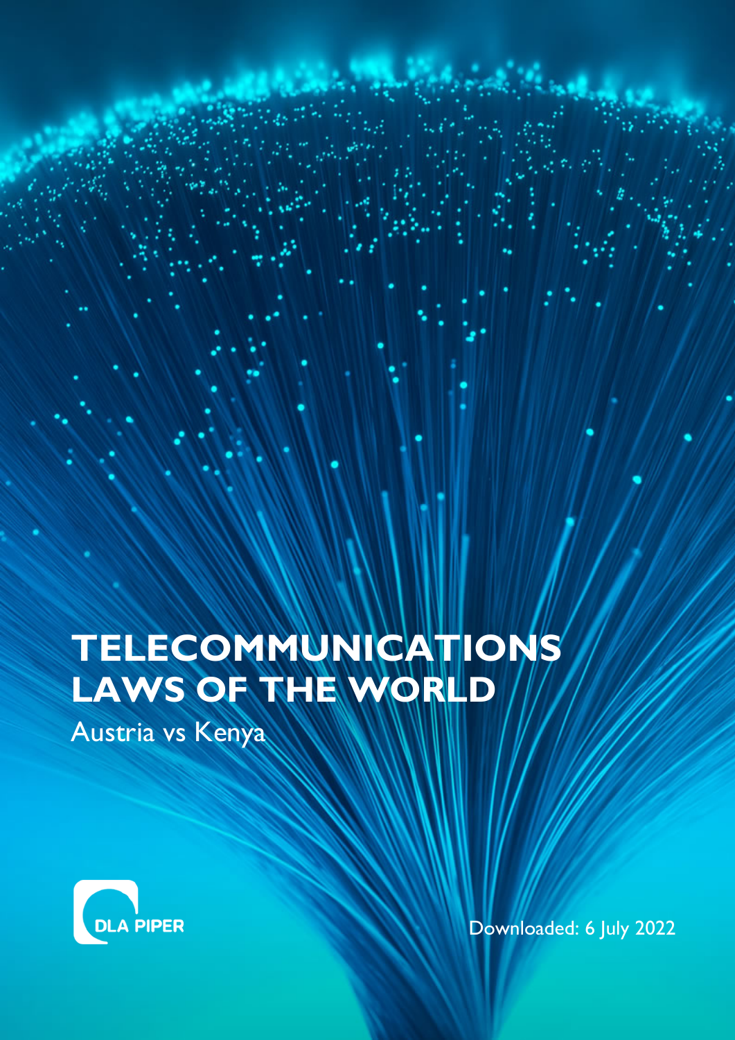# TELECOMMUNICATIONS LAWS OF THE WORLD

Austria vs Kenya

DLA PIPER

Downloaded: 6 July 2022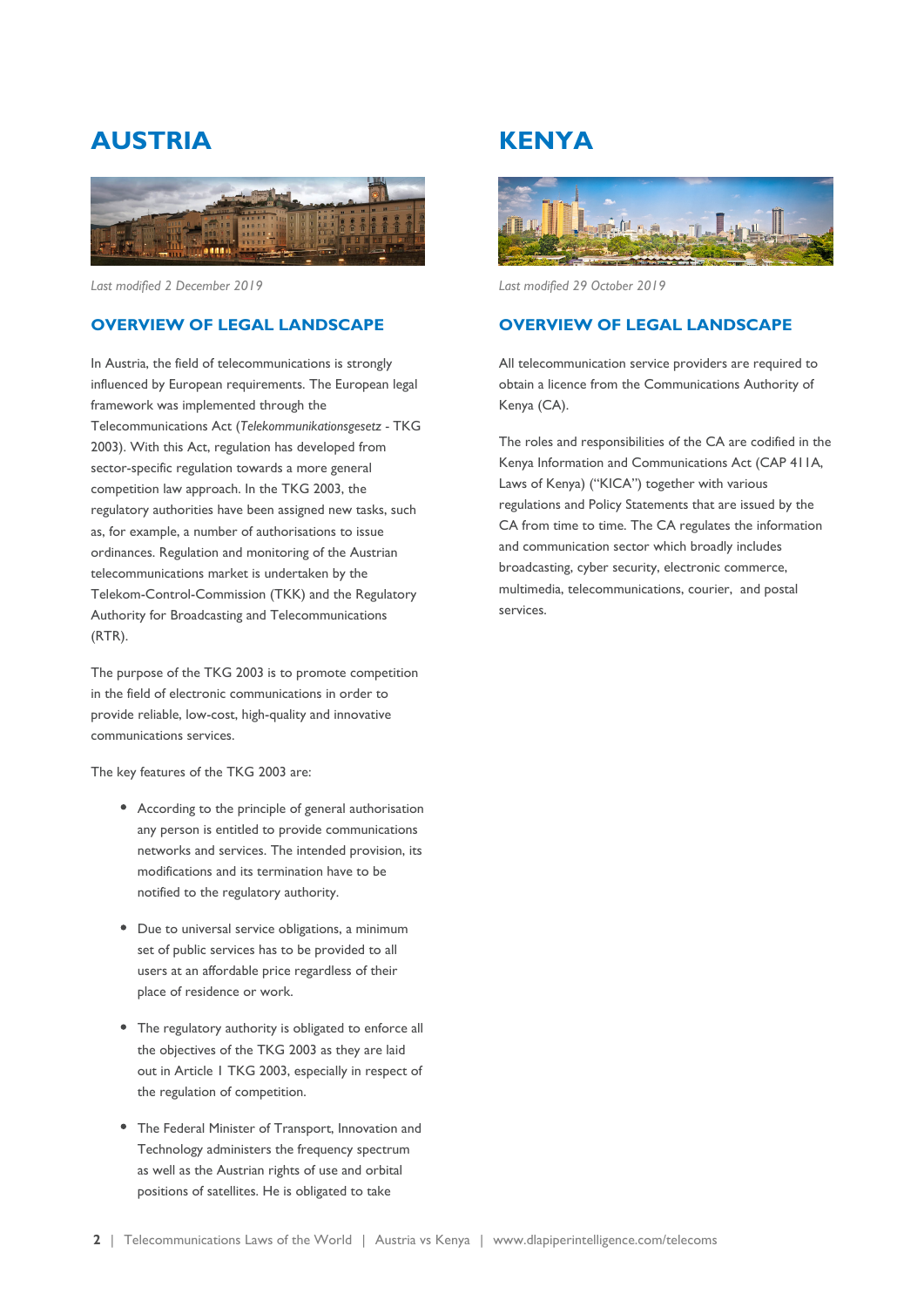# AUSTRIA

*Last modified 2 December 2019*

## OVERVIEW OF LEGAL LANDSCAPE

In Austria, the field of telecommunications is strongly influenced by European requirements. The European legal framework was implemented through the Telecommunications Act (*Telekommunikationsgesetz* - TKG 2003). With this Act, regulation has developed from sector-specific regulation towards a more general competition law approach. In the TKG 2003, the regulatory authorities have been assigned new tasks, such as, for example, a number of authorisations to issue ordinances. Regulation and monitoring of the Austrian telecommunications market is undertaken by the Telekom-Control-Commission (TKK) and the Regulatory Authority for Broadcasting and Telecommunications (RTR).

The purpose of the TKG 2003 is to promote competition in the field of electronic communications in order to provide reliable, low-cost, high-quality and innovative communications services.

The key features of the TKG 2003 are:

- According to the principle of general authorisation any person is entitled to provide communications networks and services. The intended provision, its modifications and its termination have to be notified to the regulatory authority.
- Due to universal service obligations, a minimum set of public services has to be provided to all users at an affordable price regardless of their place of residence or work.
- The regulatory authority is obligated to enforce all the objectives of the TKG 2003 as they are laid out in Article 1 TKG 2003, especially in respect of the regulation of competition.
- The Federal Minister of Transport, Innovation and Technology administers the frequency spectrum as well as the Austrian rights of use and orbital positions of satellites. He is obligated to take

# KENYA

*Last modified 29 October 2019*

## OVERVIEW OF LEGAL LANDSCAPE

All telecommunication service providers are required to obtain a licence from the Communications Authority of Kenya (CA).

The roles and responsibilities of the CA are codified in the Kenya Information and Communications Act (CAP 411A, Laws of Kenya) ("KICA") together with various regulations and Policy Statements that are issued by the CA from time to time. The CA regulates the information and communication sector which broadly includes broadcasting, cyber security, electronic commerce, multimedia, telecommunications, courier, and postal services.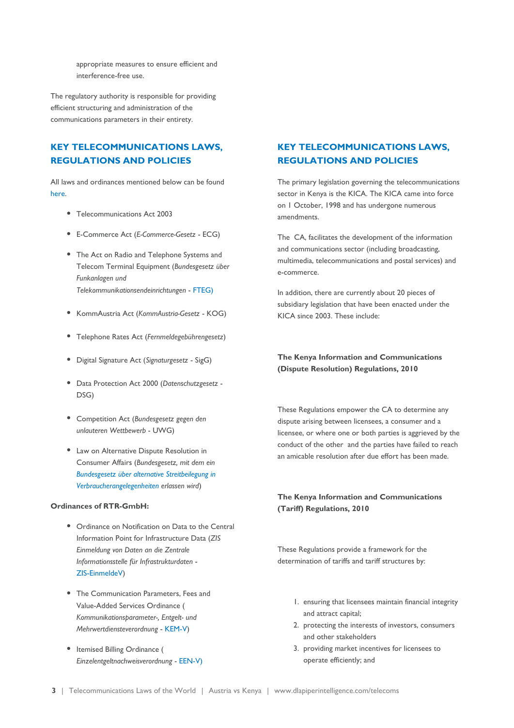appropriate measures to ensure efficient and interference-free use.

The regulatory authority is responsible for providing efficient structuring and administration of the communications parameters in their entirety.

## KEY TELECOMMUNICATIONS LAWS, REGULATIONS AND POLICIES

All laws and ordinances mentioned below can be found here.

- Telecommunications Act 2003
- E-Commerce Act (*E-Commerce-Gesetz* - ECG)
- The Act on Radio and Telephone Systems and Telecom Terminal Equipment (*Bundesgesetz über Funkanlagen und Telekommunikationsendeinrichtungen* - FTEG)
- KommAustria Act (*KommAustria-Gesetz* - KOG)
- Telephone Rates Act (*Fernmeldegebührengesetz*)
- Digital Signature Act (*Signaturgesetz* - SigG)
- Data Protection Act 2000 (*Datenschutzgesetz* - DSG)
- Competition Act (*Bundesgesetz gegen den unlauteren Wettbewerb* - UWG)
- Law on Alternative Dispute Resolution in Consumer Affairs (*Bundesgesetz, mit dem ein Bundesgesetz über alternative Streitbeilegung in Verbraucherangelegenheiten erlassen wird*)

**Ordinances of RTR-GmbH:**

- Ordinance on Notification on Data to the Central Information Point for Infrastructure Data (*ZIS Einmeldung von Daten an die Zentrale Informationsstelle für Infrastrukturdaten* - ZIS-EinmeldeV)
- The Communication Parameters, Fees and Value-Added Services Ordinance ( *Kommunikationsparameter-, Entgelt- und Mehrwertdiensteverordnung* - KEM-V)
- Itemised Billing Ordinance ( *Einzelentgeltnachweisverordnung* - EEN-V)

## KEY TELECOMMUNICATIONS LAWS, REGULATIONS AND POLICIES

The primary legislation governing the telecommunications sector in Kenya is the KICA. The KICA came into force on 1 October, 1998 and has undergone numerous amendments.

The CA, facilitates the development of the information and communications sector (including broadcasting, multimedia, telecommunications and postal services) and e-commerce.

In addition, there are currently about 20 pieces of subsidiary legislation that have been enacted under the KICA since 2003. These include:

**The Kenya Information and Communications (Dispute Resolution) Regulations, 2010**

These Regulations empower the CA to determine any dispute arising between licensees, a consumer and a licensee, or where one or both parties is aggrieved by the conduct of the other and the parties have failed to reach an amicable resolution after due effort has been made.

**The Kenya Information and Communications (Tariff) Regulations, 2010**

These Regulations provide a framework for the determination of tariffs and tariff structures by:

1. ensuring that licensees maintain financial integrity and attract capital;
2. protecting the interests of investors, consumers and other stakeholders
3. providing market incentives for licensees to operate efficiently; and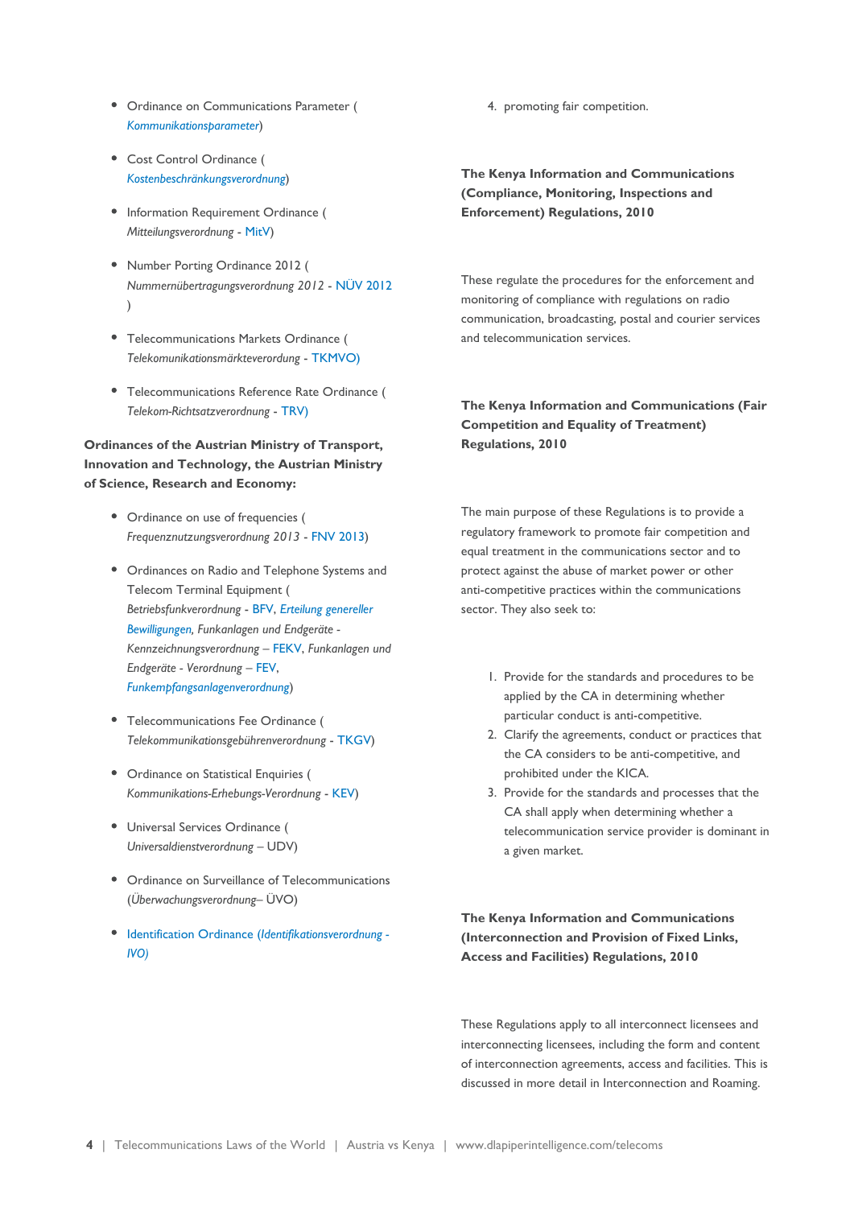- Ordinance on Communications Parameter ( *Kommunikationsparameter*)
- Cost Control Ordinance ( *Kostenbeschränkungsverordnung*)
- Information Requirement Ordinance ( *Mitteilungsverordnung* - MitV)
- Number Porting Ordinance 2012 ( *Nummernübertragungsverordnung 2012* - NÜV 2012 )
- Telecommunications Markets Ordinance ( *Telekomunikationsmärkteverordung* - TKMVO)
- Telecommunications Reference Rate Ordinance ( *Telekom-Richtsatzverordnung* - TRV)

**Ordinances of the Austrian Ministry of Transport, Innovation and Technology, the Austrian Ministry of Science, Research and Economy:**

- Ordinance on use of frequencies ( *Frequenznutzungsverordnung 2013* - FNV 2013)
- Ordinances on Radio and Telephone Systems and Telecom Terminal Equipment ( *Betriebsfunkverordnung* - BFV, *Erteilung genereller Bewilligungen*, *Funkanlagen und Endgeräte - Kennzeichnungsverordnung* – FEKV, *Funkanlagen und Endgeräte - Verordnung* – FEV, *Funkempfangsanlagenverordnung*)
- Telecommunications Fee Ordinance ( *Telekommunikationsgebührenverordnung* - TKGV)
- Ordinance on Statistical Enquiries ( *Kommunikations-Erhebungs-Verordnung* - KEV)
- Universal Services Ordinance ( *Universaldienstverordnung* – UDV)
- Ordinance on Surveillance of Telecommunications (*Überwachungsverordnung*– ÜVO)
- Identification Ordinance (*Identifikationsverordnung - IVO*)

4. promoting fair competition.

**The Kenya Information and Communications (Compliance, Monitoring, Inspections and Enforcement) Regulations, 2010**

These regulate the procedures for the enforcement and monitoring of compliance with regulations on radio communication, broadcasting, postal and courier services and telecommunication services.

**The Kenya Information and Communications (Fair Competition and Equality of Treatment) Regulations, 2010**

The main purpose of these Regulations is to provide a regulatory framework to promote fair competition and equal treatment in the communications sector and to protect against the abuse of market power or other anti-competitive practices within the communications sector. They also seek to:

1. Provide for the standards and procedures to be applied by the CA in determining whether particular conduct is anti-competitive.
2. Clarify the agreements, conduct or practices that the CA considers to be anti-competitive, and prohibited under the KICA.
3. Provide for the standards and processes that the CA shall apply when determining whether a telecommunication service provider is dominant in a given market.

**The Kenya Information and Communications (Interconnection and Provision of Fixed Links, Access and Facilities) Regulations, 2010**

These Regulations apply to all interconnect licensees and interconnecting licensees, including the form and content of interconnection agreements, access and facilities. This is discussed in more detail in Interconnection and Roaming.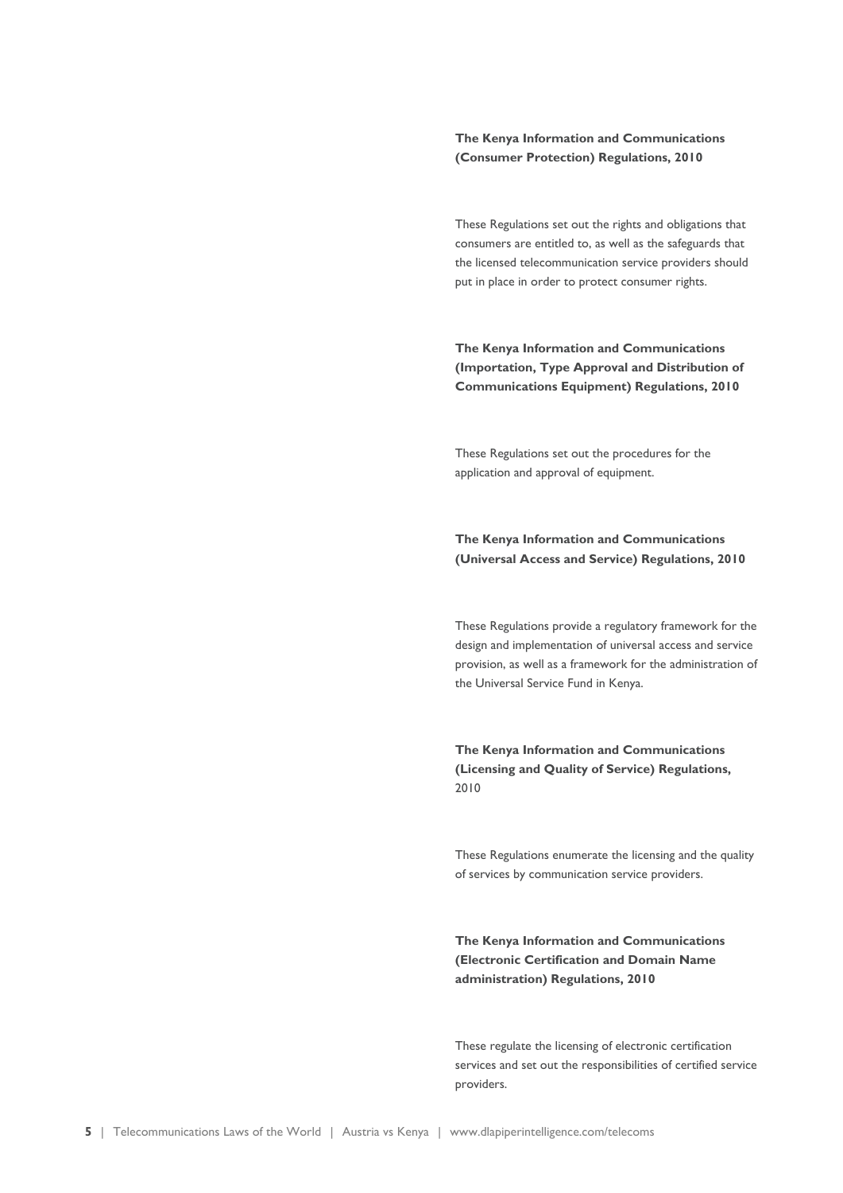**The Kenya Information and Communications (Consumer Protection) Regulations, 2010**

These Regulations set out the rights and obligations that consumers are entitled to, as well as the safeguards that the licensed telecommunication service providers should put in place in order to protect consumer rights.

**The Kenya Information and Communications (Importation, Type Approval and Distribution of Communications Equipment) Regulations, 2010**

These Regulations set out the procedures for the application and approval of equipment.

**The Kenya Information and Communications (Universal Access and Service) Regulations, 2010**

These Regulations provide a regulatory framework for the design and implementation of universal access and service provision, as well as a framework for the administration of the Universal Service Fund in Kenya.

**The Kenya Information and Communications (Licensing and Quality of Service) Regulations,** 2010

These Regulations enumerate the licensing and the quality of services by communication service providers.

**The Kenya Information and Communications (Electronic Certification and Domain Name administration) Regulations, 2010**

These regulate the licensing of electronic certification services and set out the responsibilities of certified service providers.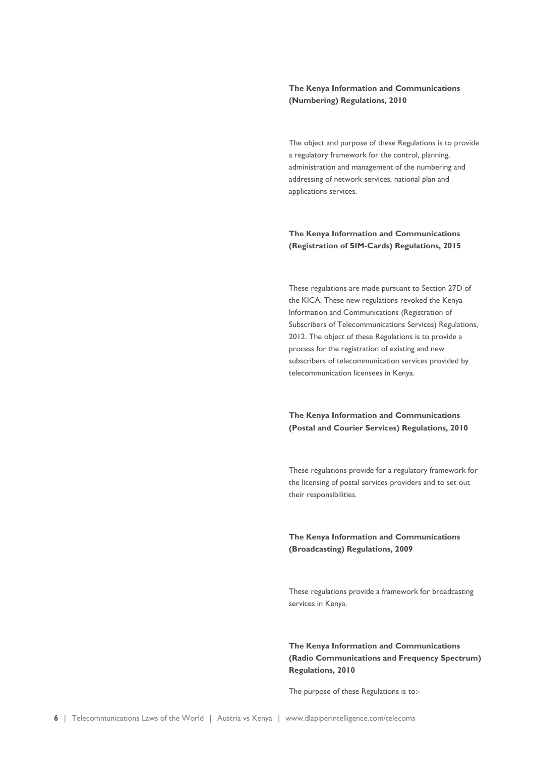**The Kenya Information and Communications (Numbering) Regulations, 2010**

The object and purpose of these Regulations is to provide a regulatory framework for the control, planning, administration and management of the numbering and addressing of network services, national plan and applications services.

**The Kenya Information and Communications (Registration of SIM-Cards) Regulations, 2015**

These regulations are made pursuant to Section 27D of the KICA. These new regulations revoked the Kenya Information and Communications (Registration of Subscribers of Telecommunications Services) Regulations, 2012. The object of these Regulations is to provide a process for the registration of existing and new subscribers of telecommunication services provided by telecommunication licensees in Kenya.

**The Kenya Information and Communications (Postal and Courier Services) Regulations, 2010**

These regulations provide for a regulatory framework for the licensing of postal services providers and to set out their responsibilities.

**The Kenya Information and Communications (Broadcasting) Regulations, 2009**

These regulations provide a framework for broadcasting services in Kenya.

**The Kenya Information and Communications (Radio Communications and Frequency Spectrum) Regulations, 2010**

The purpose of these Regulations is to:-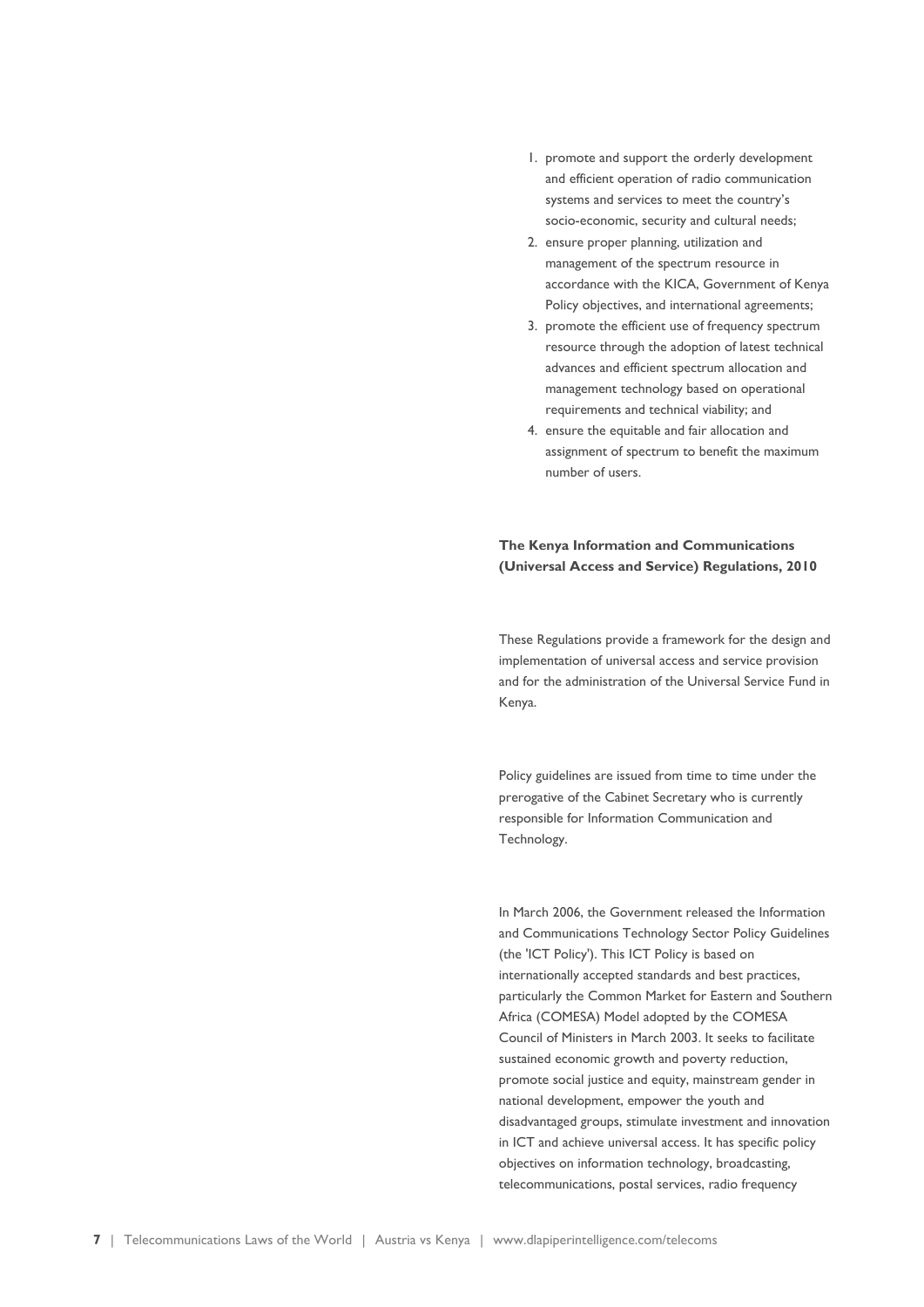1. promote and support the orderly development and efficient operation of radio communication systems and services to meet the country's socio-economic, security and cultural needs;
2. ensure proper planning, utilization and management of the spectrum resource in accordance with the KICA, Government of Kenya Policy objectives, and international agreements;
3. promote the efficient use of frequency spectrum resource through the adoption of latest technical advances and efficient spectrum allocation and management technology based on operational requirements and technical viability; and
4. ensure the equitable and fair allocation and assignment of spectrum to benefit the maximum number of users.

**The Kenya Information and Communications (Universal Access and Service) Regulations, 2010**

These Regulations provide a framework for the design and implementation of universal access and service provision and for the administration of the Universal Service Fund in Kenya.

Policy guidelines are issued from time to time under the prerogative of the Cabinet Secretary who is currently responsible for Information Communication and Technology.

In March 2006, the Government released the Information and Communications Technology Sector Policy Guidelines (the 'ICT Policy'). This ICT Policy is based on internationally accepted standards and best practices, particularly the Common Market for Eastern and Southern Africa (COMESA) Model adopted by the COMESA Council of Ministers in March 2003. It seeks to facilitate sustained economic growth and poverty reduction, promote social justice and equity, mainstream gender in national development, empower the youth and disadvantaged groups, stimulate investment and innovation in ICT and achieve universal access. It has specific policy objectives on information technology, broadcasting, telecommunications, postal services, radio frequency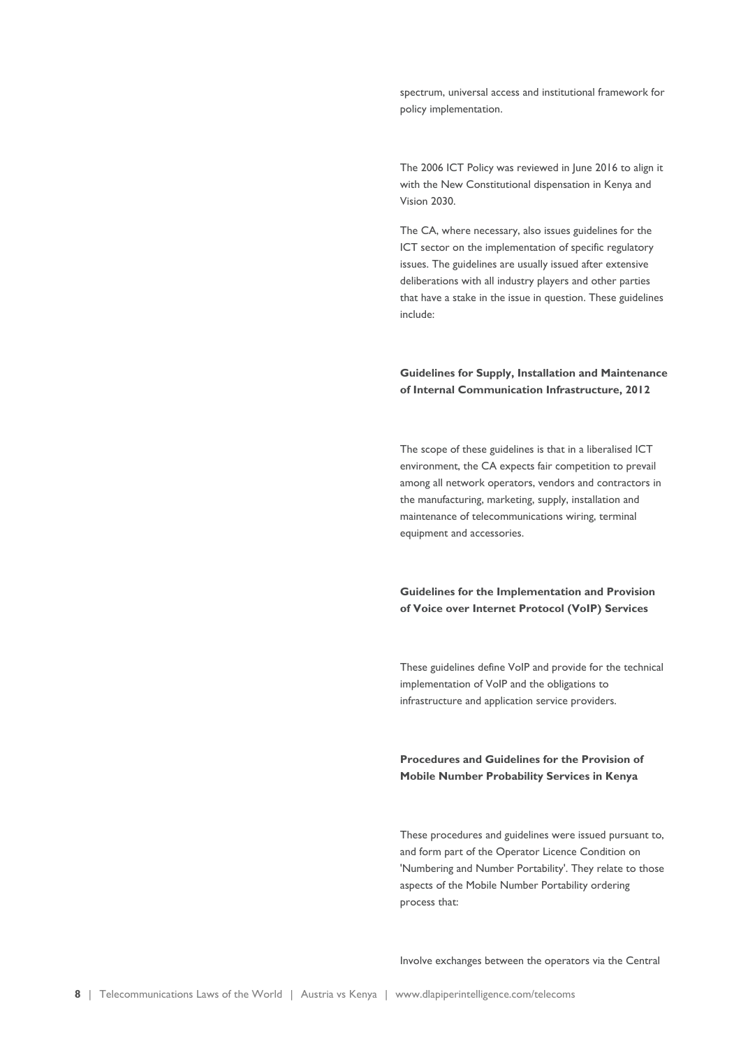spectrum, universal access and institutional framework for policy implementation.

The 2006 ICT Policy was reviewed in June 2016 to align it with the New Constitutional dispensation in Kenya and Vision 2030.

The CA, where necessary, also issues guidelines for the ICT sector on the implementation of specific regulatory issues. The guidelines are usually issued after extensive deliberations with all industry players and other parties that have a stake in the issue in question. These guidelines include:

**Guidelines for Supply, Installation and Maintenance of Internal Communication Infrastructure, 2012**

The scope of these guidelines is that in a liberalised ICT environment, the CA expects fair competition to prevail among all network operators, vendors and contractors in the manufacturing, marketing, supply, installation and maintenance of telecommunications wiring, terminal equipment and accessories.

**Guidelines for the Implementation and Provision of Voice over Internet Protocol (VoIP) Services**

These guidelines define VoIP and provide for the technical implementation of VoIP and the obligations to infrastructure and application service providers.

**Procedures and Guidelines for the Provision of Mobile Number Probability Services in Kenya**

These procedures and guidelines were issued pursuant to, and form part of the Operator Licence Condition on 'Numbering and Number Portability'. They relate to those aspects of the Mobile Number Portability ordering process that:

Involve exchanges between the operators via the Central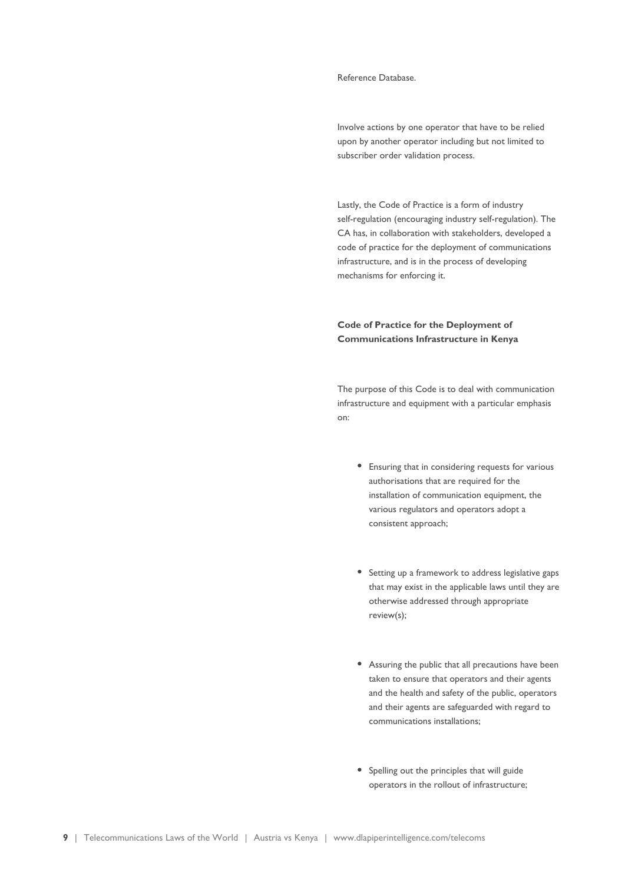Reference Database.

Involve actions by one operator that have to be relied upon by another operator including but not limited to subscriber order validation process.

Lastly, the Code of Practice is a form of industry self-regulation (encouraging industry self-regulation). The CA has, in collaboration with stakeholders, developed a code of practice for the deployment of communications infrastructure, and is in the process of developing mechanisms for enforcing it.

**Code of Practice for the Deployment of Communications Infrastructure in Kenya**

The purpose of this Code is to deal with communication infrastructure and equipment with a particular emphasis on:

- Ensuring that in considering requests for various authorisations that are required for the installation of communication equipment, the various regulators and operators adopt a consistent approach;
- Setting up a framework to address legislative gaps that may exist in the applicable laws until they are otherwise addressed through appropriate review(s);
- Assuring the public that all precautions have been taken to ensure that operators and their agents and the health and safety of the public, operators and their agents are safeguarded with regard to communications installations;
- Spelling out the principles that will guide operators in the rollout of infrastructure;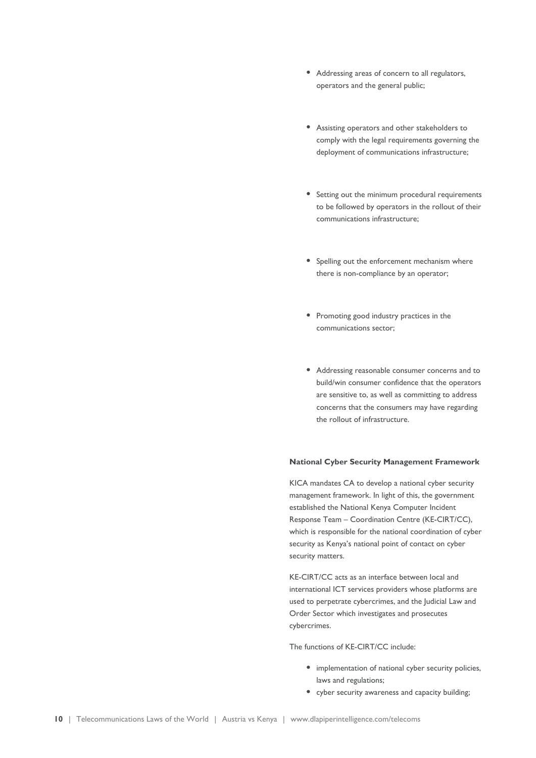- Addressing areas of concern to all regulators, operators and the general public;
- Assisting operators and other stakeholders to comply with the legal requirements governing the deployment of communications infrastructure;
- Setting out the minimum procedural requirements to be followed by operators in the rollout of their communications infrastructure;
- Spelling out the enforcement mechanism where there is non-compliance by an operator;
- Promoting good industry practices in the communications sector;
- Addressing reasonable consumer concerns and to build/win consumer confidence that the operators are sensitive to, as well as committing to address concerns that the consumers may have regarding the rollout of infrastructure.

**National Cyber Security Management Framework**

KICA mandates CA to develop a national cyber security management framework. In light of this, the government established the National Kenya Computer Incident Response Team – Coordination Centre (KE-CIRT/CC), which is responsible for the national coordination of cyber security as Kenya's national point of contact on cyber security matters.

KE-CIRT/CC acts as an interface between local and international ICT services providers whose platforms are used to perpetrate cybercrimes, and the Judicial Law and Order Sector which investigates and prosecutes cybercrimes.

The functions of KE-CIRT/CC include:

- implementation of national cyber security policies, laws and regulations;
- cyber security awareness and capacity building;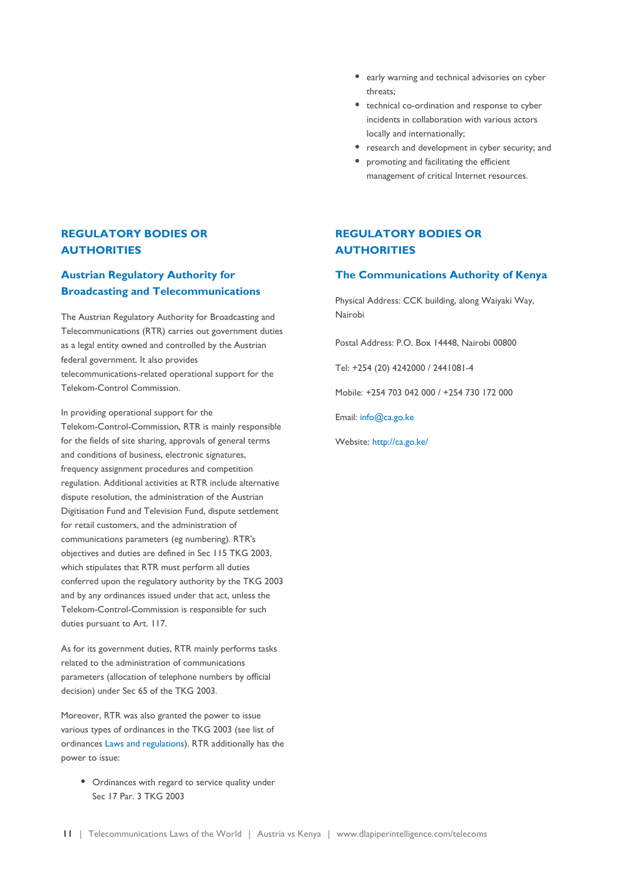- early warning and technical advisories on cyber threats;
- technical co-ordination and response to cyber incidents in collaboration with various actors locally and internationally;
- research and development in cyber security; and
- promoting and facilitating the efficient management of critical Internet resources.

## REGULATORY BODIES OR AUTHORITIES

### Austrian Regulatory Authority for Broadcasting and Telecommunications

The Austrian Regulatory Authority for Broadcasting and Telecommunications (RTR) carries out government duties as a legal entity owned and controlled by the Austrian federal government. It also provides telecommunications-related operational support for the Telekom-Control Commission.

In providing operational support for the Telekom-Control-Commission, RTR is mainly responsible for the fields of site sharing, approvals of general terms and conditions of business, electronic signatures, frequency assignment procedures and competition regulation. Additional activities at RTR include alternative dispute resolution, the administration of the Austrian Digitisation Fund and Television Fund, dispute settlement for retail customers, and the administration of communications parameters (eg numbering). RTR's objectives and duties are defined in Sec 115 TKG 2003, which stipulates that RTR must perform all duties conferred upon the regulatory authority by the TKG 2003 and by any ordinances issued under that act, unless the Telekom-Control-Commission is responsible for such duties pursuant to Art. 117.

As for its government duties, RTR mainly performs tasks related to the administration of communications parameters (allocation of telephone numbers by official decision) under Sec 65 of the TKG 2003.

Moreover, RTR was also granted the power to issue various types of ordinances in the TKG 2003 (see list of ordinances Laws and regulations). RTR additionally has the power to issue:

- Ordinances with regard to service quality under Sec 17 Par. 3 TKG 2003

## REGULATORY BODIES OR AUTHORITIES

### The Communications Authority of Kenya

Physical Address: CCK building, along Waiyaki Way, Nairobi

Postal Address: P.O. Box 14448, Nairobi 00800

Tel: +254 (20) 4242000 / 2441081-4

Mobile: +254 703 042 000 / +254 730 172 000

Email: info@ca.go.ke

Website: http://ca.go.ke/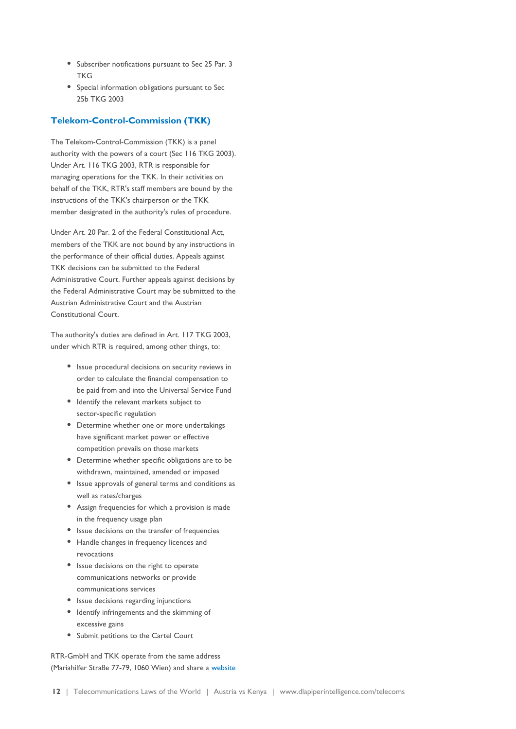- Subscriber notifications pursuant to Sec 25 Par. 3 TKG
- Special information obligations pursuant to Sec 25b TKG 2003

## Telekom-Control-Commission (TKK)

The Telekom-Control-Commission (TKK) is a panel authority with the powers of a court (Sec 116 TKG 2003). Under Art. 116 TKG 2003, RTR is responsible for managing operations for the TKK. In their activities on behalf of the TKK, RTR's staff members are bound by the instructions of the TKK's chairperson or the TKK member designated in the authority's rules of procedure.

Under Art. 20 Par. 2 of the Federal Constitutional Act, members of the TKK are not bound by any instructions in the performance of their official duties. Appeals against TKK decisions can be submitted to the Federal Administrative Court. Further appeals against decisions by the Federal Administrative Court may be submitted to the Austrian Administrative Court and the Austrian Constitutional Court.

The authority's duties are defined in Art. 117 TKG 2003, under which RTR is required, among other things, to:

- Issue procedural decisions on security reviews in order to calculate the financial compensation to be paid from and into the Universal Service Fund
- Identify the relevant markets subject to sector-specific regulation
- Determine whether one or more undertakings have significant market power or effective competition prevails on those markets
- Determine whether specific obligations are to be withdrawn, maintained, amended or imposed
- Issue approvals of general terms and conditions as well as rates/charges
- Assign frequencies for which a provision is made in the frequency usage plan
- Issue decisions on the transfer of frequencies
- Handle changes in frequency licences and revocations
- Issue decisions on the right to operate communications networks or provide communications services
- Issue decisions regarding injunctions
- Identify infringements and the skimming of excessive gains
- Submit petitions to the Cartel Court

RTR-GmbH and TKK operate from the same address (Mariahilfer Straße 77-79, 1060 Wien) and share a website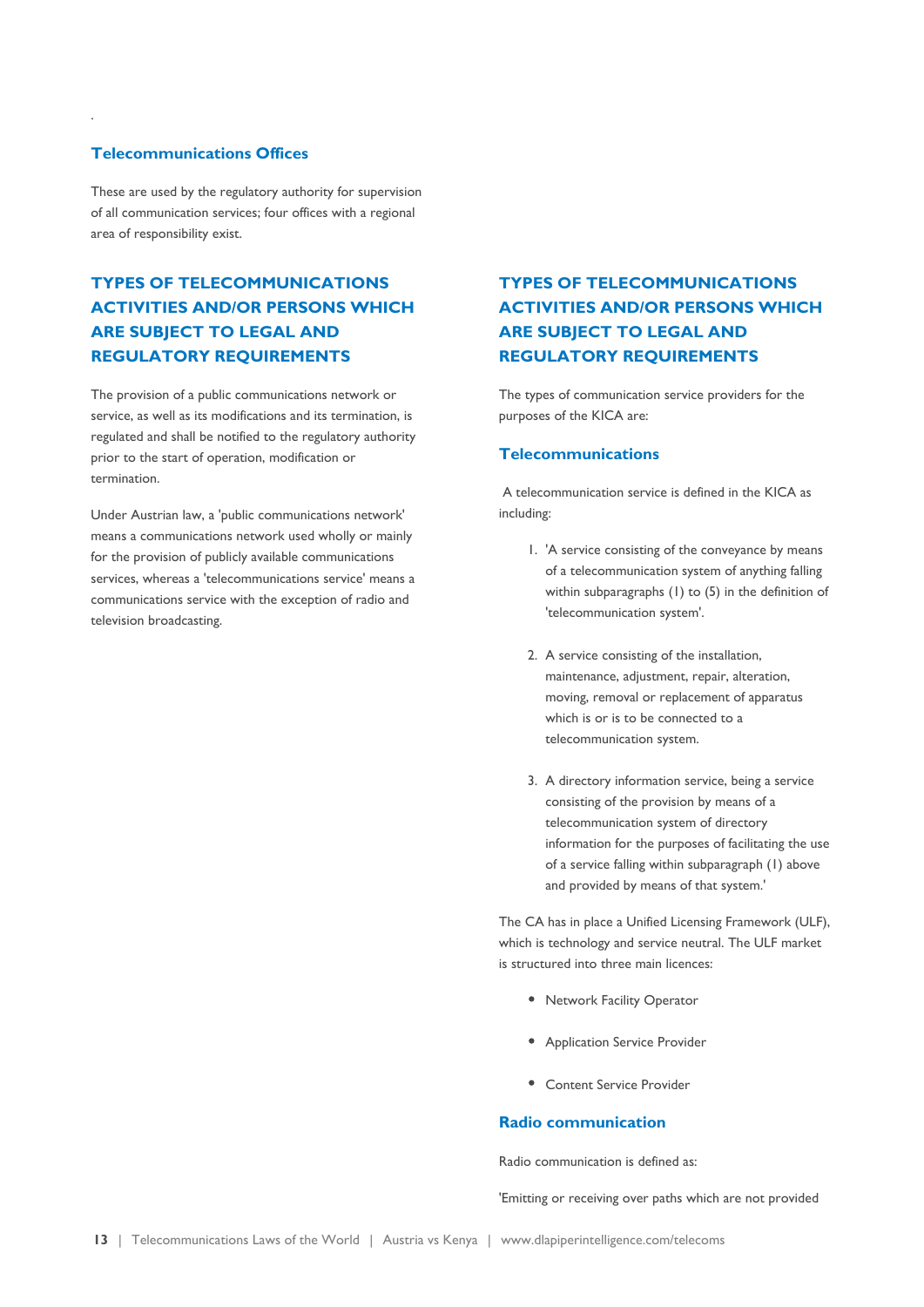### Telecommunications Offices

These are used by the regulatory authority for supervision of all communication services; four offices with a regional area of responsibility exist.

## TYPES OF TELECOMMUNICATIONS ACTIVITIES AND/OR PERSONS WHICH ARE SUBJECT TO LEGAL AND REGULATORY REQUIREMENTS

The provision of a public communications network or service, as well as its modifications and its termination, is regulated and shall be notified to the regulatory authority prior to the start of operation, modification or termination.

Under Austrian law, a 'public communications network' means a communications network used wholly or mainly for the provision of publicly available communications services, whereas a 'telecommunications service' means a communications service with the exception of radio and television broadcasting.

## TYPES OF TELECOMMUNICATIONS ACTIVITIES AND/OR PERSONS WHICH ARE SUBJECT TO LEGAL AND REGULATORY REQUIREMENTS

The types of communication service providers for the purposes of the KICA are:

### Telecommunications

A telecommunication service is defined in the KICA as including:

1. 'A service consisting of the conveyance by means of a telecommunication system of anything falling within subparagraphs (1) to (5) in the definition of 'telecommunication system'.

2. A service consisting of the installation, maintenance, adjustment, repair, alteration, moving, removal or replacement of apparatus which is or is to be connected to a telecommunication system.

3. A directory information service, being a service consisting of the provision by means of a telecommunication system of directory information for the purposes of facilitating the use of a service falling within subparagraph (1) above and provided by means of that system.'

The CA has in place a Unified Licensing Framework (ULF), which is technology and service neutral. The ULF market is structured into three main licences:

- Network Facility Operator
- Application Service Provider
- Content Service Provider

### Radio communication

Radio communication is defined as:

'Emitting or receiving over paths which are not provided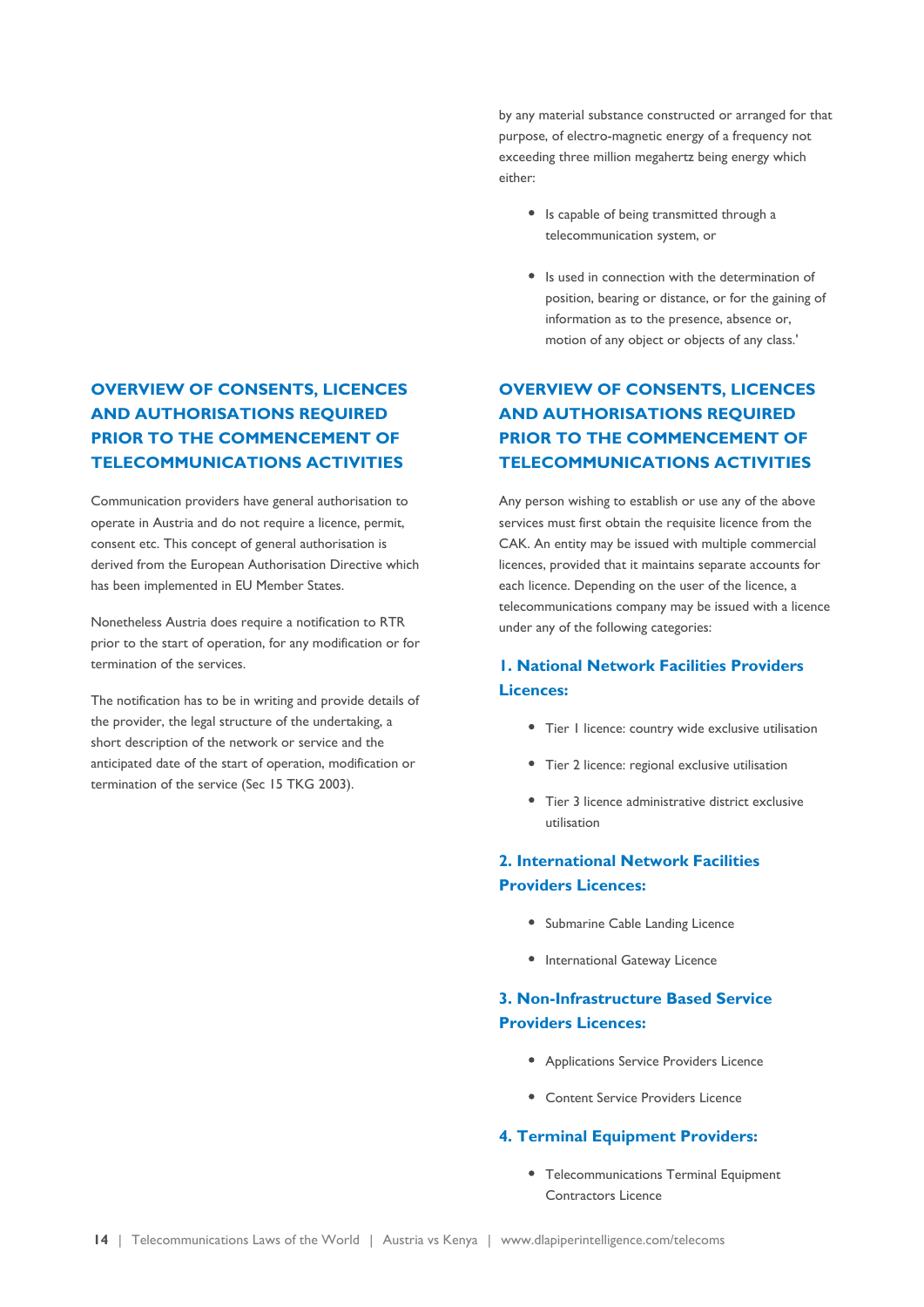by any material substance constructed or arranged for that purpose, of electro-magnetic energy of a frequency not exceeding three million megahertz being energy which either:

- Is capable of being transmitted through a telecommunication system, or
- Is used in connection with the determination of position, bearing or distance, or for the gaining of information as to the presence, absence or, motion of any object or objects of any class.'

## OVERVIEW OF CONSENTS, LICENCES AND AUTHORISATIONS REQUIRED PRIOR TO THE COMMENCEMENT OF TELECOMMUNICATIONS ACTIVITIES

Communication providers have general authorisation to operate in Austria and do not require a licence, permit, consent etc. This concept of general authorisation is derived from the European Authorisation Directive which has been implemented in EU Member States.

Nonetheless Austria does require a notification to RTR prior to the start of operation, for any modification or for termination of the services.

The notification has to be in writing and provide details of the provider, the legal structure of the undertaking, a short description of the network or service and the anticipated date of the start of operation, modification or termination of the service (Sec 15 TKG 2003).

## OVERVIEW OF CONSENTS, LICENCES AND AUTHORISATIONS REQUIRED PRIOR TO THE COMMENCEMENT OF TELECOMMUNICATIONS ACTIVITIES

Any person wishing to establish or use any of the above services must first obtain the requisite licence from the CAK. An entity may be issued with multiple commercial licences, provided that it maintains separate accounts for each licence. Depending on the user of the licence, a telecommunications company may be issued with a licence under any of the following categories:

### 1. National Network Facilities Providers Licences:

- Tier 1 licence: country wide exclusive utilisation
- Tier 2 licence: regional exclusive utilisation
- Tier 3 licence administrative district exclusive utilisation

### 2. International Network Facilities Providers Licences:

- Submarine Cable Landing Licence
- International Gateway Licence

### 3. Non-Infrastructure Based Service Providers Licences:

- Applications Service Providers Licence
- Content Service Providers Licence

### 4. Terminal Equipment Providers:

- Telecommunications Terminal Equipment Contractors Licence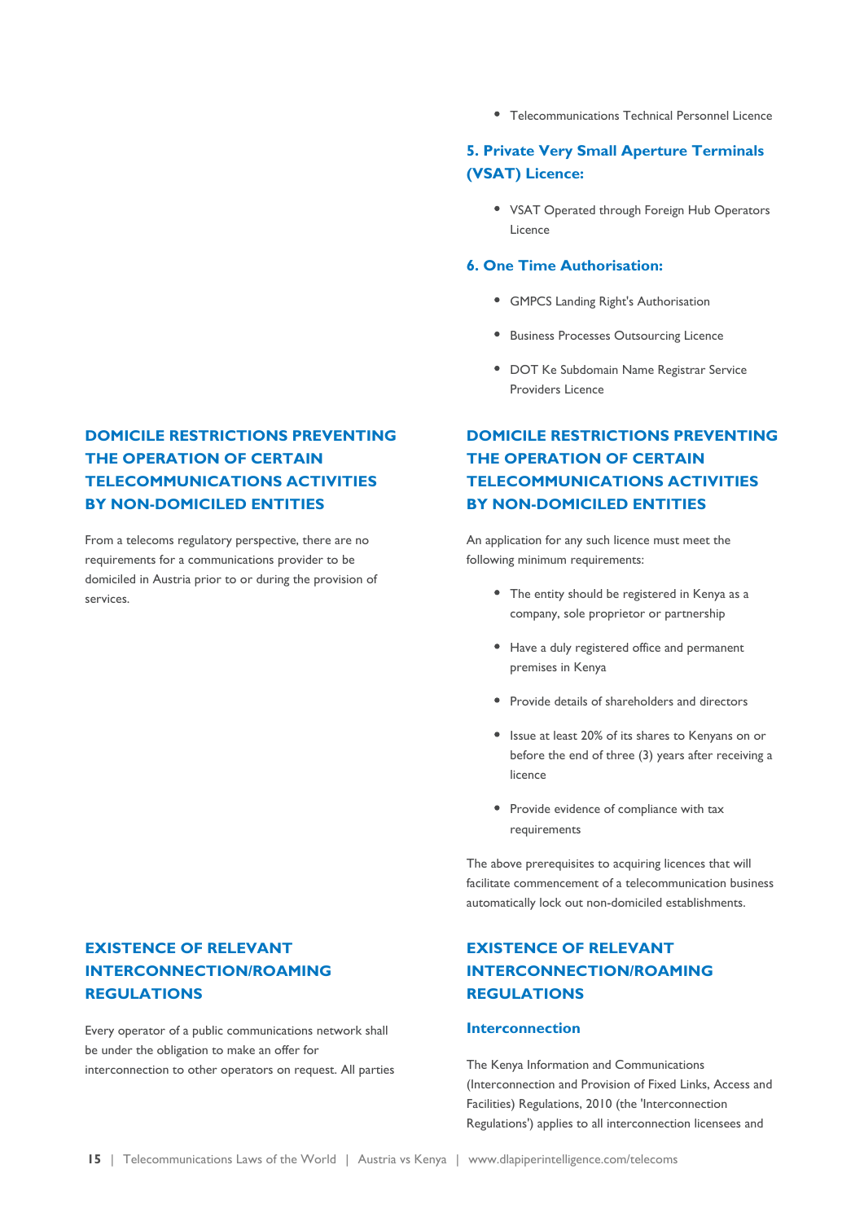- Telecommunications Technical Personnel Licence

### 5. Private Very Small Aperture Terminals (VSAT) Licence:

- VSAT Operated through Foreign Hub Operators Licence

### 6. One Time Authorisation:

- GMPCS Landing Right's Authorisation
- Business Processes Outsourcing Licence
- DOT Ke Subdomain Name Registrar Service Providers Licence

## DOMICILE RESTRICTIONS PREVENTING THE OPERATION OF CERTAIN TELECOMMUNICATIONS ACTIVITIES BY NON-DOMICILED ENTITIES

**Austria**

From a telecoms regulatory perspective, there are no requirements for a communications provider to be domiciled in Austria prior to or during the provision of services.

**Kenya**

An application for any such licence must meet the following minimum requirements:

- The entity should be registered in Kenya as a company, sole proprietor or partnership
- Have a duly registered office and permanent premises in Kenya
- Provide details of shareholders and directors
- Issue at least 20% of its shares to Kenyans on or before the end of three (3) years after receiving a licence
- Provide evidence of compliance with tax requirements

The above prerequisites to acquiring licences that will facilitate commencement of a telecommunication business automatically lock out non-domiciled establishments.

## EXISTENCE OF RELEVANT INTERCONNECTION/ROAMING REGULATIONS

**Austria**

Every operator of a public communications network shall be under the obligation to make an offer for interconnection to other operators on request. All parties

**Kenya**

### Interconnection

The Kenya Information and Communications (Interconnection and Provision of Fixed Links, Access and Facilities) Regulations, 2010 (the 'Interconnection Regulations') applies to all interconnection licensees and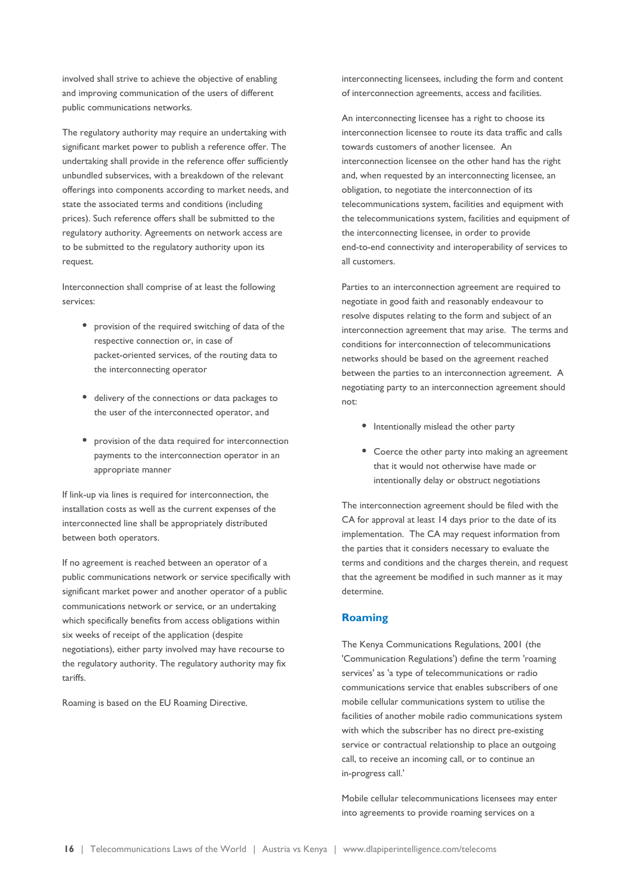involved shall strive to achieve the objective of enabling and improving communication of the users of different public communications networks.

The regulatory authority may require an undertaking with significant market power to publish a reference offer. The undertaking shall provide in the reference offer sufficiently unbundled subservices, with a breakdown of the relevant offerings into components according to market needs, and state the associated terms and conditions (including prices). Such reference offers shall be submitted to the regulatory authority. Agreements on network access are to be submitted to the regulatory authority upon its request.

Interconnection shall comprise of at least the following services:

- provision of the required switching of data of the respective connection or, in case of packet-oriented services, of the routing data to the interconnecting operator
- delivery of the connections or data packages to the user of the interconnected operator, and
- provision of the data required for interconnection payments to the interconnection operator in an appropriate manner

If link-up via lines is required for interconnection, the installation costs as well as the current expenses of the interconnected line shall be appropriately distributed between both operators.

If no agreement is reached between an operator of a public communications network or service specifically with significant market power and another operator of a public communications network or service, or an undertaking which specifically benefits from access obligations within six weeks of receipt of the application (despite negotiations), either party involved may have recourse to the regulatory authority. The regulatory authority may fix tariffs.

Roaming is based on the EU Roaming Directive.

interconnecting licensees, including the form and content of interconnection agreements, access and facilities.

An interconnecting licensee has a right to choose its interconnection licensee to route its data traffic and calls towards customers of another licensee. An interconnection licensee on the other hand has the right and, when requested by an interconnecting licensee, an obligation, to negotiate the interconnection of its telecommunications system, facilities and equipment with the telecommunications system, facilities and equipment of the interconnecting licensee, in order to provide end-to-end connectivity and interoperability of services to all customers.

Parties to an interconnection agreement are required to negotiate in good faith and reasonably endeavour to resolve disputes relating to the form and subject of an interconnection agreement that may arise. The terms and conditions for interconnection of telecommunications networks should be based on the agreement reached between the parties to an interconnection agreement. A negotiating party to an interconnection agreement should not:

- Intentionally mislead the other party
- Coerce the other party into making an agreement that it would not otherwise have made or intentionally delay or obstruct negotiations

The interconnection agreement should be filed with the CA for approval at least 14 days prior to the date of its implementation. The CA may request information from the parties that it considers necessary to evaluate the terms and conditions and the charges therein, and request that the agreement be modified in such manner as it may determine.

## Roaming

The Kenya Communications Regulations, 2001 (the 'Communication Regulations') define the term 'roaming services' as 'a type of telecommunications or radio communications service that enables subscribers of one mobile cellular communications system to utilise the facilities of another mobile radio communications system with which the subscriber has no direct pre-existing service or contractual relationship to place an outgoing call, to receive an incoming call, or to continue an in-progress call.'

Mobile cellular telecommunications licensees may enter into agreements to provide roaming services on a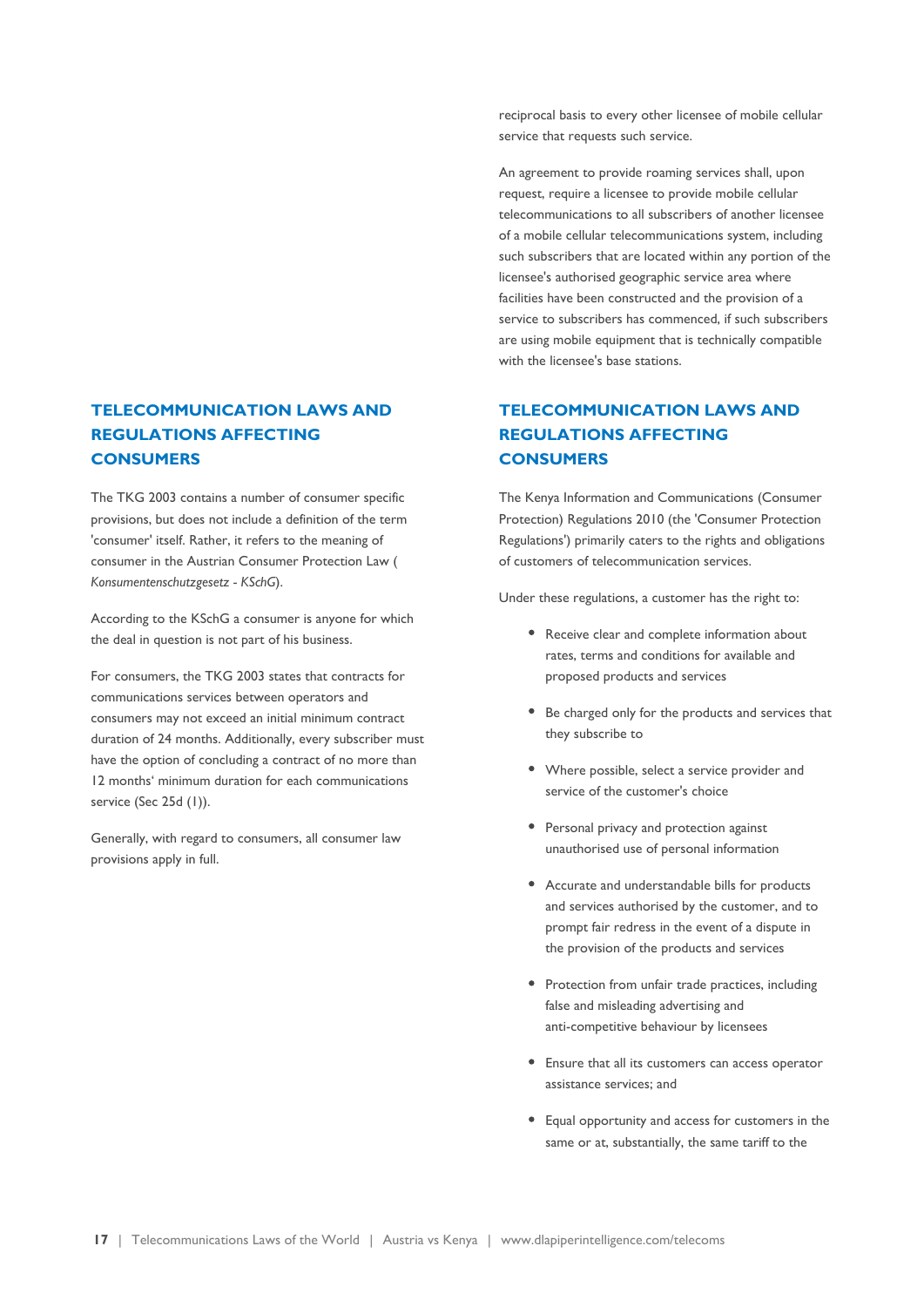reciprocal basis to every other licensee of mobile cellular service that requests such service.

An agreement to provide roaming services shall, upon request, require a licensee to provide mobile cellular telecommunications to all subscribers of another licensee of a mobile cellular telecommunications system, including such subscribers that are located within any portion of the licensee's authorised geographic service area where facilities have been constructed and the provision of a service to subscribers has commenced, if such subscribers are using mobile equipment that is technically compatible with the licensee's base stations.

## TELECOMMUNICATION LAWS AND REGULATIONS AFFECTING CONSUMERS

The TKG 2003 contains a number of consumer specific provisions, but does not include a definition of the term 'consumer' itself. Rather, it refers to the meaning of consumer in the Austrian Consumer Protection Law ( *Konsumentenschutzgesetz - KSchG*).

According to the KSchG a consumer is anyone for which the deal in question is not part of his business.

For consumers, the TKG 2003 states that contracts for communications services between operators and consumers may not exceed an initial minimum contract duration of 24 months. Additionally, every subscriber must have the option of concluding a contract of no more than 12 months' minimum duration for each communications service (Sec 25d (1)).

Generally, with regard to consumers, all consumer law provisions apply in full.

## TELECOMMUNICATION LAWS AND REGULATIONS AFFECTING CONSUMERS

The Kenya Information and Communications (Consumer Protection) Regulations 2010 (the 'Consumer Protection Regulations') primarily caters to the rights and obligations of customers of telecommunication services.

Under these regulations, a customer has the right to:

- Receive clear and complete information about rates, terms and conditions for available and proposed products and services
- Be charged only for the products and services that they subscribe to
- Where possible, select a service provider and service of the customer's choice
- Personal privacy and protection against unauthorised use of personal information
- Accurate and understandable bills for products and services authorised by the customer, and to prompt fair redress in the event of a dispute in the provision of the products and services
- Protection from unfair trade practices, including false and misleading advertising and anti-competitive behaviour by licensees
- Ensure that all its customers can access operator assistance services; and
- Equal opportunity and access for customers in the same or at, substantially, the same tariff to the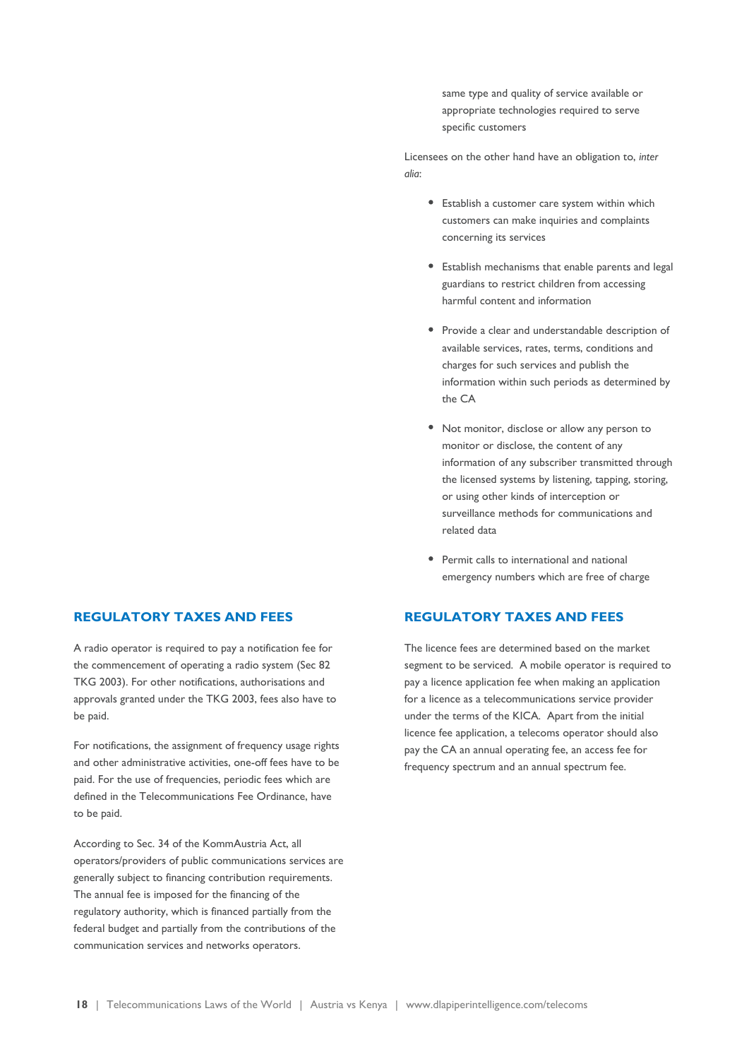same type and quality of service available or appropriate technologies required to serve specific customers

Licensees on the other hand have an obligation to, *inter alia*:

- Establish a customer care system within which customers can make inquiries and complaints concerning its services
- Establish mechanisms that enable parents and legal guardians to restrict children from accessing harmful content and information
- Provide a clear and understandable description of available services, rates, terms, conditions and charges for such services and publish the information within such periods as determined by the CA
- Not monitor, disclose or allow any person to monitor or disclose, the content of any information of any subscriber transmitted through the licensed systems by listening, tapping, storing, or using other kinds of interception or surveillance methods for communications and related data
- Permit calls to international and national emergency numbers which are free of charge

## REGULATORY TAXES AND FEES

A radio operator is required to pay a notification fee for the commencement of operating a radio system (Sec 82 TKG 2003). For other notifications, authorisations and approvals granted under the TKG 2003, fees also have to be paid.

For notifications, the assignment of frequency usage rights and other administrative activities, one-off fees have to be paid. For the use of frequencies, periodic fees which are defined in the Telecommunications Fee Ordinance, have to be paid.

According to Sec. 34 of the KommAustria Act, all operators/providers of public communications services are generally subject to financing contribution requirements. The annual fee is imposed for the financing of the regulatory authority, which is financed partially from the federal budget and partially from the contributions of the communication services and networks operators.

## REGULATORY TAXES AND FEES

The licence fees are determined based on the market segment to be serviced. A mobile operator is required to pay a licence application fee when making an application for a licence as a telecommunications service provider under the terms of the KICA. Apart from the initial licence fee application, a telecoms operator should also pay the CA an annual operating fee, an access fee for frequency spectrum and an annual spectrum fee.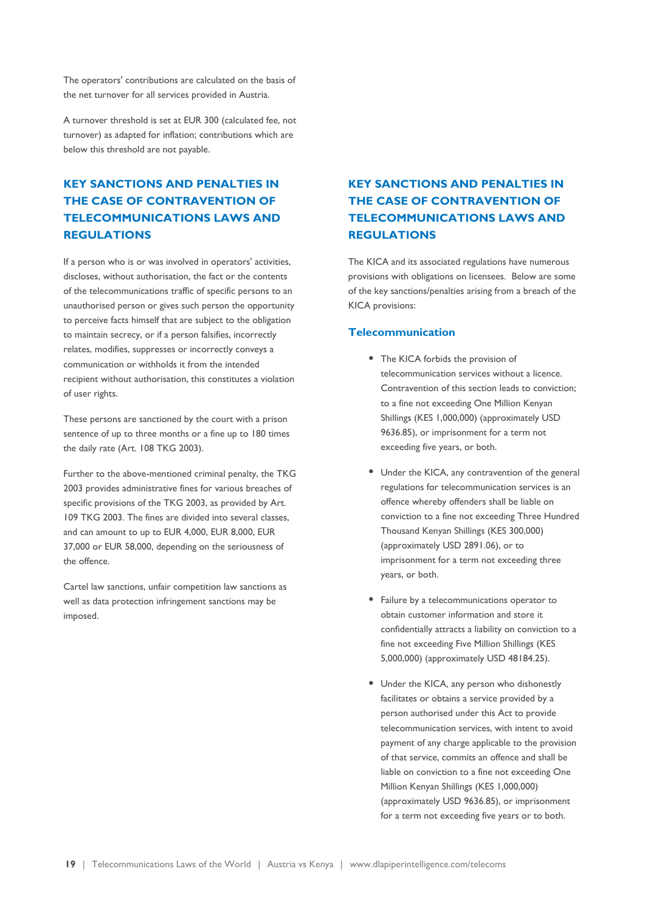The operators' contributions are calculated on the basis of the net turnover for all services provided in Austria.

A turnover threshold is set at EUR 300 (calculated fee, not turnover) as adapted for inflation; contributions which are below this threshold are not payable.

## KEY SANCTIONS AND PENALTIES IN THE CASE OF CONTRAVENTION OF TELECOMMUNICATIONS LAWS AND REGULATIONS

If a person who is or was involved in operators' activities, discloses, without authorisation, the fact or the contents of the telecommunications traffic of specific persons to an unauthorised person or gives such person the opportunity to perceive facts himself that are subject to the obligation to maintain secrecy, or if a person falsifies, incorrectly relates, modifies, suppresses or incorrectly conveys a communication or withholds it from the intended recipient without authorisation, this constitutes a violation of user rights.

These persons are sanctioned by the court with a prison sentence of up to three months or a fine up to 180 times the daily rate (Art. 108 TKG 2003).

Further to the above-mentioned criminal penalty, the TKG 2003 provides administrative fines for various breaches of specific provisions of the TKG 2003, as provided by Art. 109 TKG 2003. The fines are divided into several classes, and can amount to up to EUR 4,000, EUR 8,000, EUR 37,000 or EUR 58,000, depending on the seriousness of the offence.

Cartel law sanctions, unfair competition law sanctions as well as data protection infringement sanctions may be imposed.

## KEY SANCTIONS AND PENALTIES IN THE CASE OF CONTRAVENTION OF TELECOMMUNICATIONS LAWS AND REGULATIONS

The KICA and its associated regulations have numerous provisions with obligations on licensees. Below are some of the key sanctions/penalties arising from a breach of the KICA provisions:

### Telecommunication

- The KICA forbids the provision of telecommunication services without a licence. Contravention of this section leads to conviction; to a fine not exceeding One Million Kenyan Shillings (KES 1,000,000) (approximately USD 9636.85), or imprisonment for a term not exceeding five years, or both.
- Under the KICA, any contravention of the general regulations for telecommunication services is an offence whereby offenders shall be liable on conviction to a fine not exceeding Three Hundred Thousand Kenyan Shillings (KES 300,000) (approximately USD 2891.06), or to imprisonment for a term not exceeding three years, or both.
- Failure by a telecommunications operator to obtain customer information and store it confidentially attracts a liability on conviction to a fine not exceeding Five Million Shillings (KES 5,000,000) (approximately USD 48184.25).
- Under the KICA, any person who dishonestly facilitates or obtains a service provided by a person authorised under this Act to provide telecommunication services, with intent to avoid payment of any charge applicable to the provision of that service, commits an offence and shall be liable on conviction to a fine not exceeding One Million Kenyan Shillings (KES 1,000,000) (approximately USD 9636.85), or imprisonment for a term not exceeding five years or to both.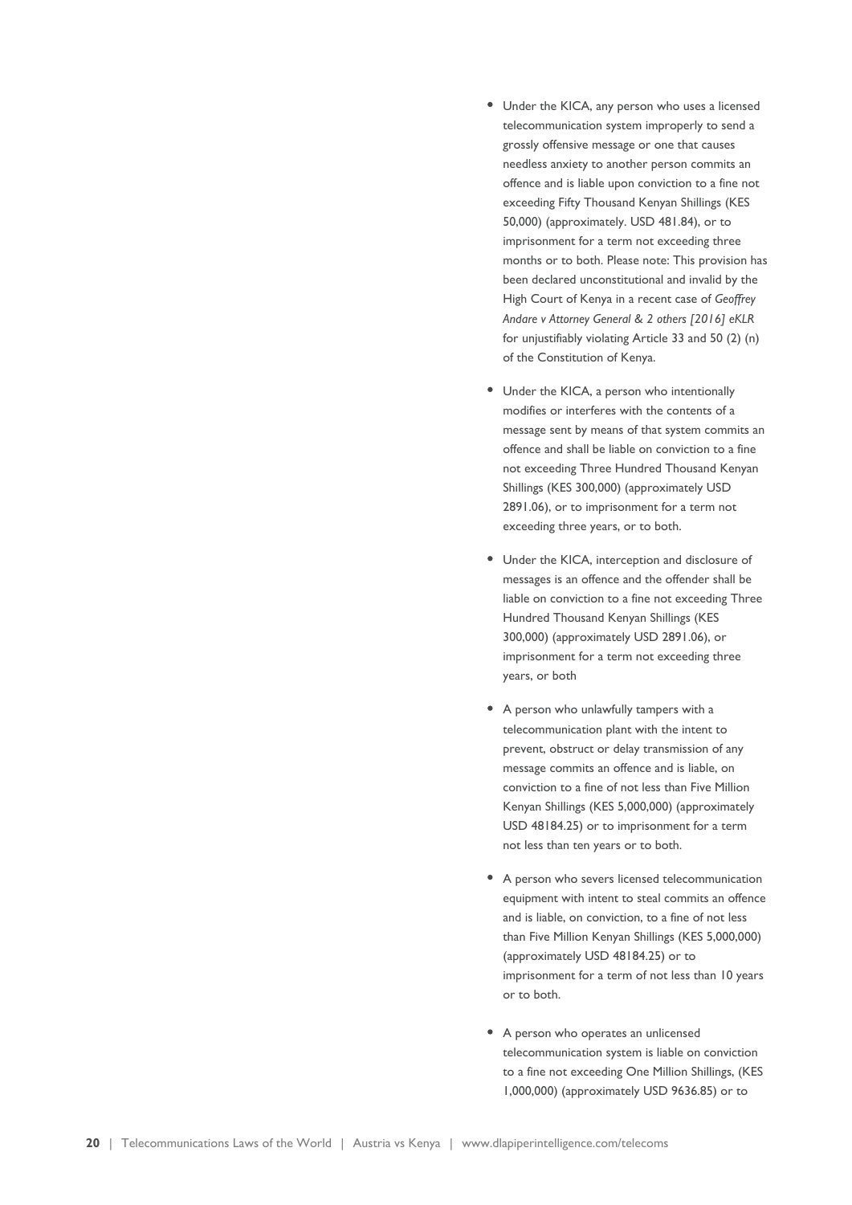- Under the KICA, any person who uses a licensed telecommunication system improperly to send a grossly offensive message or one that causes needless anxiety to another person commits an offence and is liable upon conviction to a fine not exceeding Fifty Thousand Kenyan Shillings (KES 50,000) (approximately. USD 481.84), or to imprisonment for a term not exceeding three months or to both. Please note: This provision has been declared unconstitutional and invalid by the High Court of Kenya in a recent case of *Geoffrey Andare v Attorney General & 2 others [2016] eKLR* for unjustifiably violating Article 33 and 50 (2) (n) of the Constitution of Kenya.

- Under the KICA, a person who intentionally modifies or interferes with the contents of a message sent by means of that system commits an offence and shall be liable on conviction to a fine not exceeding Three Hundred Thousand Kenyan Shillings (KES 300,000) (approximately USD 2891.06), or to imprisonment for a term not exceeding three years, or to both.

- Under the KICA, interception and disclosure of messages is an offence and the offender shall be liable on conviction to a fine not exceeding Three Hundred Thousand Kenyan Shillings (KES 300,000) (approximately USD 2891.06), or imprisonment for a term not exceeding three years, or both

- A person who unlawfully tampers with a telecommunication plant with the intent to prevent, obstruct or delay transmission of any message commits an offence and is liable, on conviction to a fine of not less than Five Million Kenyan Shillings (KES 5,000,000) (approximately USD 48184.25) or to imprisonment for a term not less than ten years or to both.

- A person who severs licensed telecommunication equipment with intent to steal commits an offence and is liable, on conviction, to a fine of not less than Five Million Kenyan Shillings (KES 5,000,000) (approximately USD 48184.25) or to imprisonment for a term of not less than 10 years or to both.

- A person who operates an unlicensed telecommunication system is liable on conviction to a fine not exceeding One Million Shillings, (KES 1,000,000) (approximately USD 9636.85) or to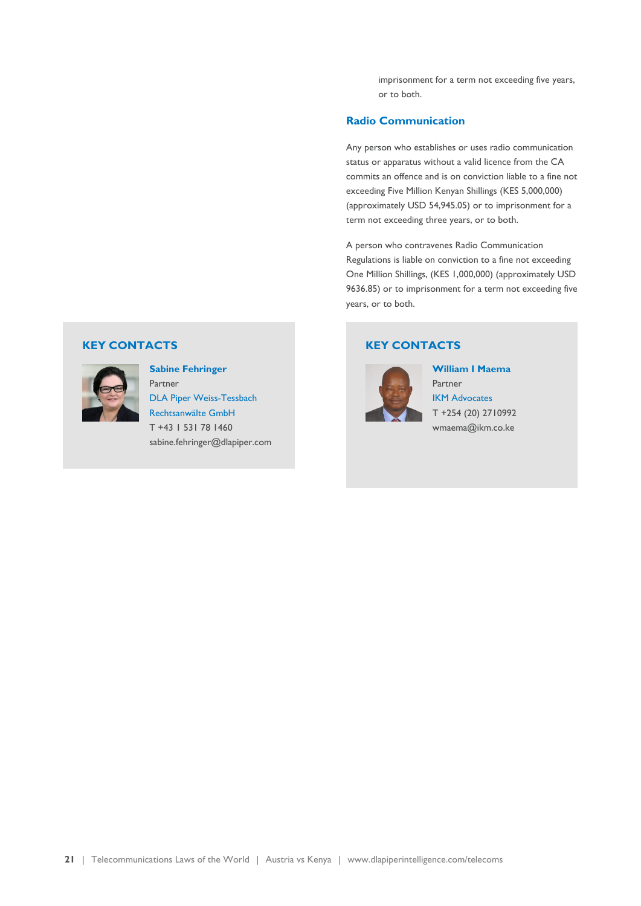imprisonment for a term not exceeding five years, or to both.

### Radio Communication

Any person who establishes or uses radio communication status or apparatus without a valid licence from the CA commits an offence and is on conviction liable to a fine not exceeding Five Million Kenyan Shillings (KES 5,000,000) (approximately USD 54,945.05) or to imprisonment for a term not exceeding three years, or to both.

A person who contravenes Radio Communication Regulations is liable on conviction to a fine not exceeding One Million Shillings, (KES 1,000,000) (approximately USD 9636.85) or to imprisonment for a term not exceeding five years, or to both.

## KEY CONTACTS

**Sabine Fehringer**
Partner
DLA Piper Weiss-Tessbach Rechtsanwälte GmbH
T +43 1 531 78 1460
sabine.fehringer@dlapiper.com

## KEY CONTACTS

**William I Maema**
Partner
IKM Advocates
T +254 (20) 2710992
wmaema@ikm.co.ke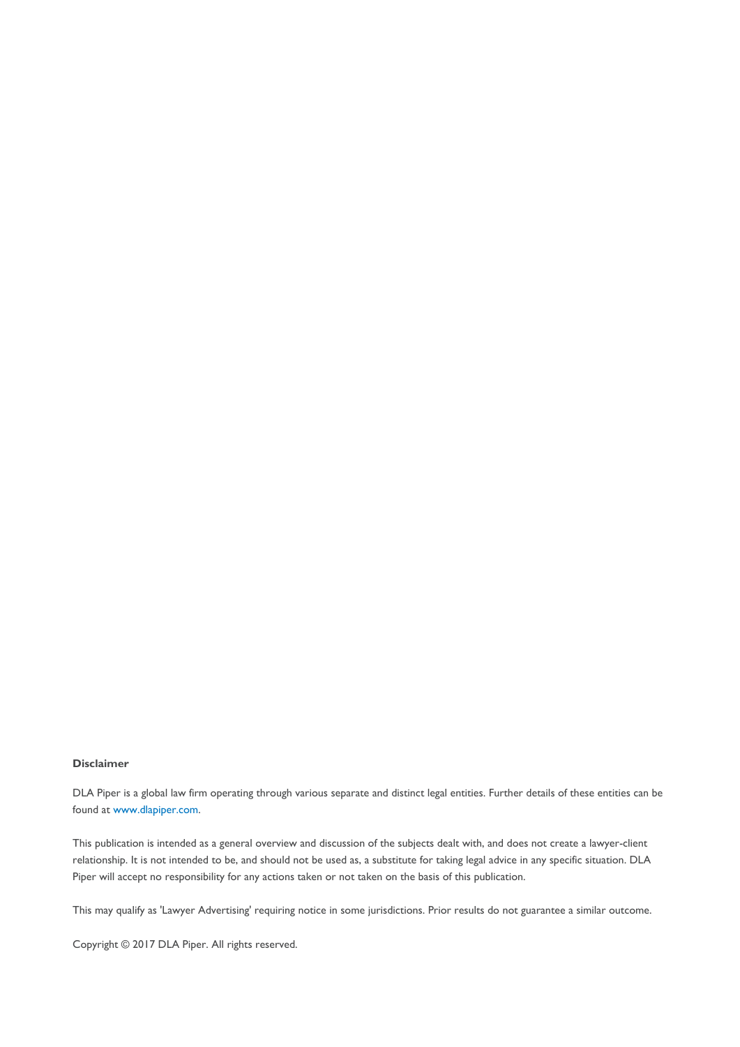**Disclaimer**

DLA Piper is a global law firm operating through various separate and distinct legal entities. Further details of these entities can be found at www.dlapiper.com.

This publication is intended as a general overview and discussion of the subjects dealt with, and does not create a lawyer-client relationship. It is not intended to be, and should not be used as, a substitute for taking legal advice in any specific situation. DLA Piper will accept no responsibility for any actions taken or not taken on the basis of this publication.

This may qualify as 'Lawyer Advertising' requiring notice in some jurisdictions. Prior results do not guarantee a similar outcome.

Copyright © 2017 DLA Piper. All rights reserved.